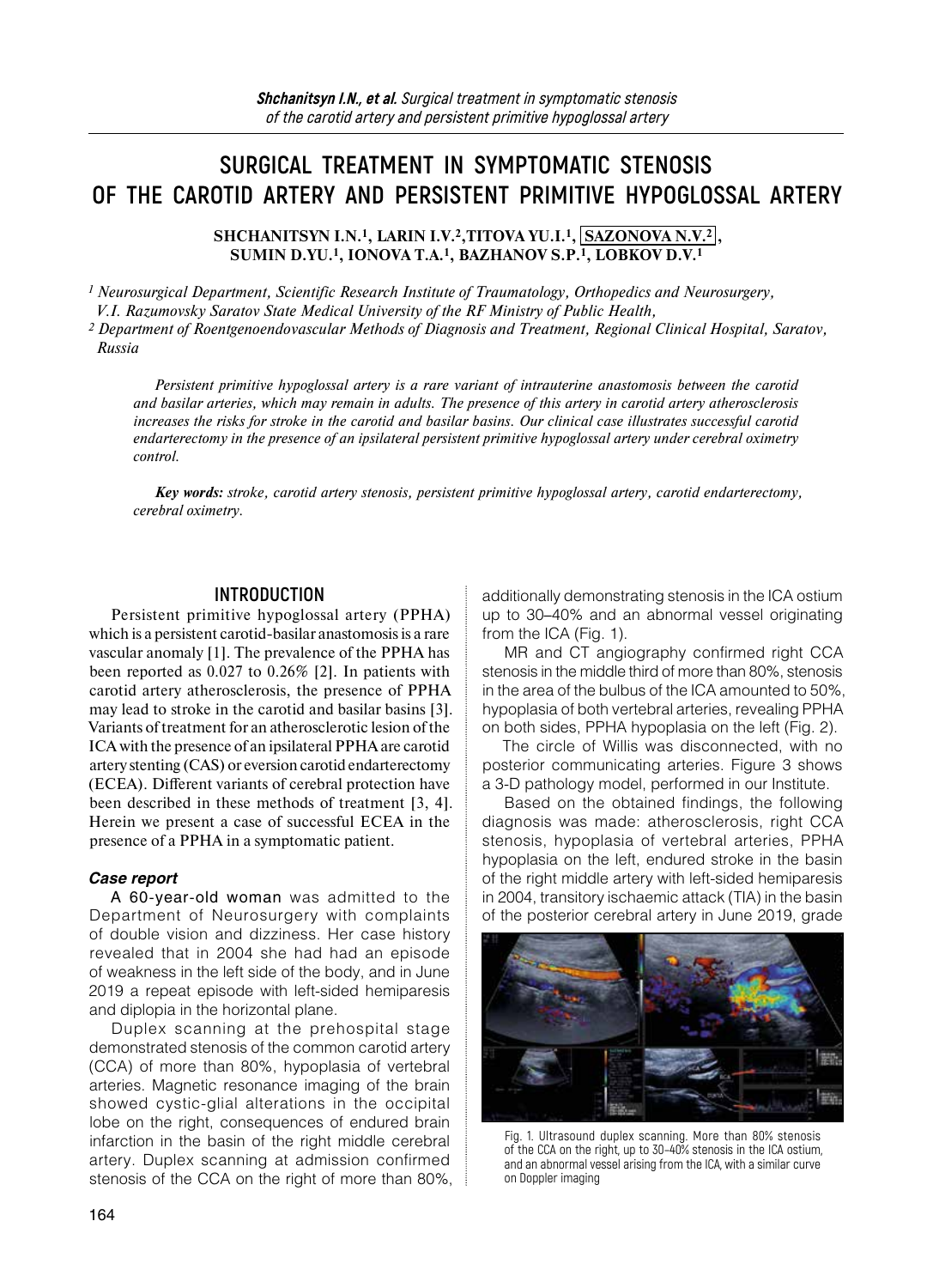# SURGICAL TREATMENT IN SYMPTOMATIC STENOSIS OF THE CAROTID ARTERY AND PERSISTENT PRIMITIVE HYPOGLOSSAL ARTERY

**SHCHANITSYN I.N.[1], LARIN I.V.[2], TITOVA YU.I.[1], SAZONOVA N.V.[2], SUMIN D.YU.[1], IONOVA T.A.[1], BAZHANOV S.P.[1], LOBKOV D.V.[1]**

*[1] Neurosurgical Department, Scientific Research Institute of Traumatology, Orthopedics and Neurosurgery, V.I. Razumovsky Saratov State Medical University of the RF Ministry of Public Health,*

*[2] Department of Roentgenoendovascular Methods of Diagnosis and Treatment, Regional Clinical Hospital, Saratov, Russia*

*Persistent primitive hypoglossal artery is a rare variant of intrauterine anastomosis between the carotid and basilar arteries, which may remain in adults. The presence of this artery in carotid artery atherosclerosis increases the risks for stroke in the carotid and basilar basins. Our clinical case illustrates successful carotid endarterectomy in the presence of an ipsilateral persistent primitive hypoglossal artery under cerebral oximetry control.*

***Key words:*** *stroke, carotid artery stenosis, persistent primitive hypoglossal artery, carotid endarterectomy, cerebral oximetry.*

## INTRODUCTION

Persistent primitive hypoglossal artery (PPHA) which is a persistent carotid-basilar anastomosis is a rare vascular anomaly [1]. The prevalence of the PPHA has been reported as 0.027 to 0.26% [2]. In patients with carotid artery atherosclerosis, the presence of PPHA may lead to stroke in the carotid and basilar basins [3]. Variants of treatment for an atherosclerotic lesion of the ICA with the presence of an ipsilateral PPHA are carotid artery stenting (CAS) or eversion carotid endarterectomy (ECEA). Different variants of cerebral protection have been described in these methods of treatment [3, 4]. Herein we present a case of successful ECEA in the presence of a PPHA in a symptomatic patient.

### *Case report*

A 60-year-old woman was admitted to the Department of Neurosurgery with complaints of double vision and dizziness. Her case history revealed that in 2004 she had had an episode of weakness in the left side of the body, and in June 2019 a repeat episode with left-sided hemiparesis and diplopia in the horizontal plane.

Duplex scanning at the prehospital stage demonstrated stenosis of the common carotid artery (CCA) of more than 80%, hypoplasia of vertebral arteries. Magnetic resonance imaging of the brain showed cystic-glial alterations in the occipital lobe on the right, consequences of endured brain infarction in the basin of the right middle cerebral artery. Duplex scanning at admission confirmed stenosis of the CCA on the right of more than 80%, additionally demonstrating stenosis in the ICA ostium up to 30–40% and an abnormal vessel originating from the ICA (Fig. 1).

MR and CT angiography confirmed right CCA stenosis in the middle third of more than 80%, stenosis in the area of the bulbus of the ICA amounted to 50%, hypoplasia of both vertebral arteries, revealing PPHA on both sides, PPHA hypoplasia on the left (Fig. 2).

The circle of Willis was disconnected, with no posterior communicating arteries. Figure 3 shows a 3-D pathology model, performed in our Institute.

Based on the obtained findings, the following diagnosis was made: atherosclerosis, right CCA stenosis, hypoplasia of vertebral arteries, PPHA hypoplasia on the left, endured stroke in the basin of the right middle artery with left-sided hemiparesis in 2004, transitory ischaemic attack (TIA) in the basin of the posterior cerebral artery in June 2019, grade

Fig. 1. Ultrasound duplex scanning. More than 80% stenosis of the CCA on the right, up to 30–40% stenosis in the ICA ostium, and an abnormal vessel arising from the ICA, with a similar curve on Doppler imaging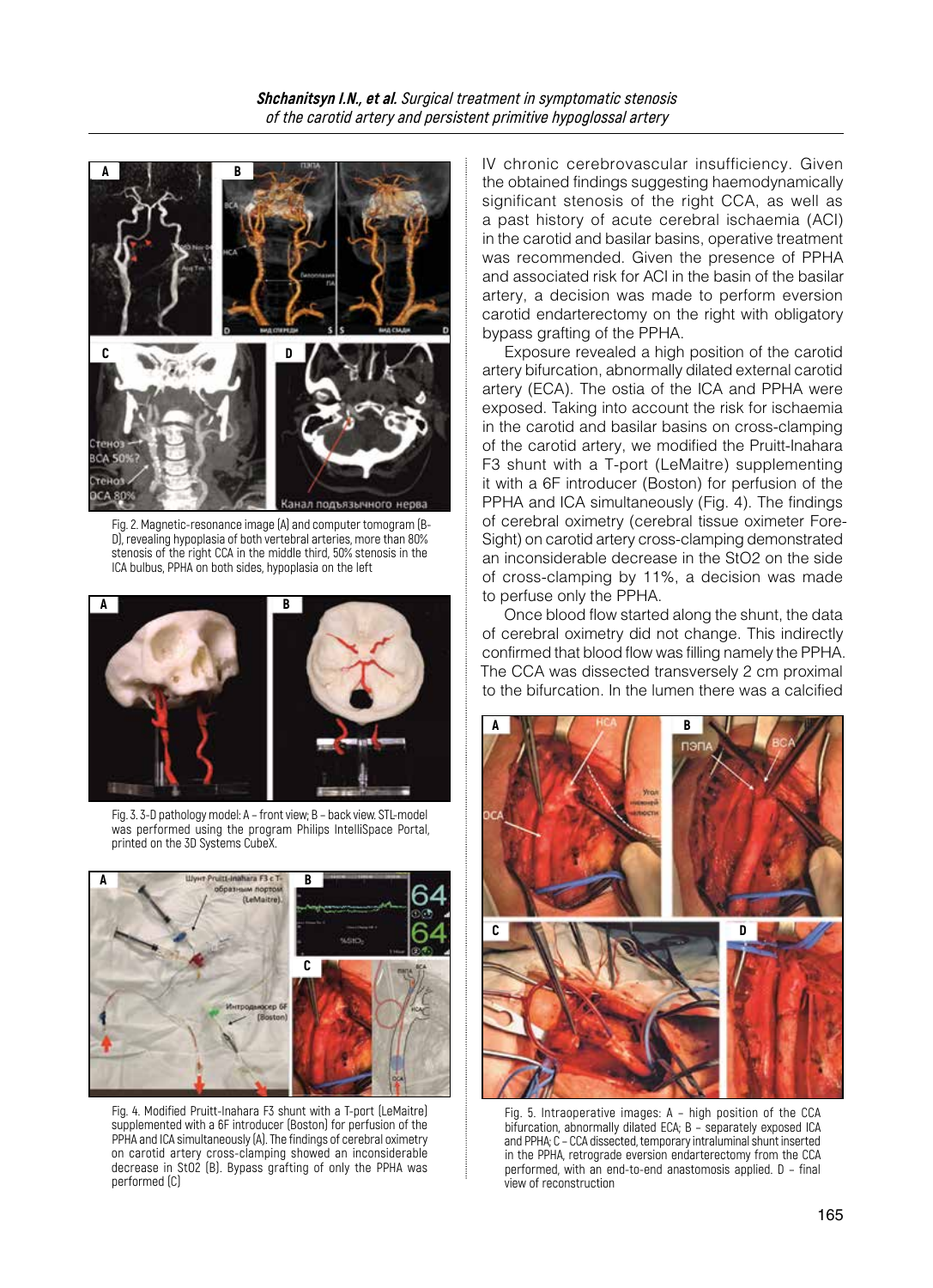Fig. 2. Magnetic-resonance image (A) and computer tomogram (B-D), revealing hypoplasia of both vertebral arteries, more than 80% stenosis of the right CCA in the middle third, 50% stenosis in the ICA bulbus, PPHA on both sides, hypoplasia on the left

Fig. 3. 3-D pathology model: A – front view; B – back view. STL-model was performed using the program Philips IntelliSpace Portal, printed on the 3D Systems CubeX.

Fig. 4. Modified Pruitt-Inahara F3 shunt with a T-port (LeMaitre) supplemented with a 6F introducer (Boston) for perfusion of the PPHA and ICA simultaneously (A). The findings of cerebral oximetry on carotid artery cross-clamping showed an inconsiderable decrease in StO2 (B). Bypass grafting of only the PPHA was performed (C)

IV chronic cerebrovascular insufficiency. Given the obtained findings suggesting haemodynamically significant stenosis of the right CCA, as well as a past history of acute cerebral ischaemia (ACI) in the carotid and basilar basins, operative treatment was recommended. Given the presence of PPHA and associated risk for ACI in the basin of the basilar artery, a decision was made to perform eversion carotid endarterectomy on the right with obligatory bypass grafting of the PPHA.

Exposure revealed a high position of the carotid artery bifurcation, abnormally dilated external carotid artery (ECA). The ostia of the ICA and PPHA were exposed. Taking into account the risk for ischaemia in the carotid and basilar basins on cross-clamping of the carotid artery, we modified the Pruitt-Inahara F3 shunt with a T-port (LeMaitre) supplementing it with a 6F introducer (Boston) for perfusion of the PPHA and ICA simultaneously (Fig. 4). The findings of cerebral oximetry (cerebral tissue oximeter Fore-Sight) on carotid artery cross-clamping demonstrated an inconsiderable decrease in the StO2 on the side of cross-clamping by 11%, a decision was made to perfuse only the PPHA.

Once blood flow started along the shunt, the data of cerebral oximetry did not change. This indirectly confirmed that blood flow was filling namely the PPHA. The CCA was dissected transversely 2 cm proximal to the bifurcation. In the lumen there was a calcified

Fig. 5. Intraoperative images: A – high position of the CCA bifurcation, abnormally dilated ECA; B – separately exposed ICA and PPHA; C – CCA dissected, temporary intraluminal shunt inserted in the PPHA, retrograde eversion endarterectomy from the CCA performed, with an end-to-end anastomosis applied. D – final view of reconstruction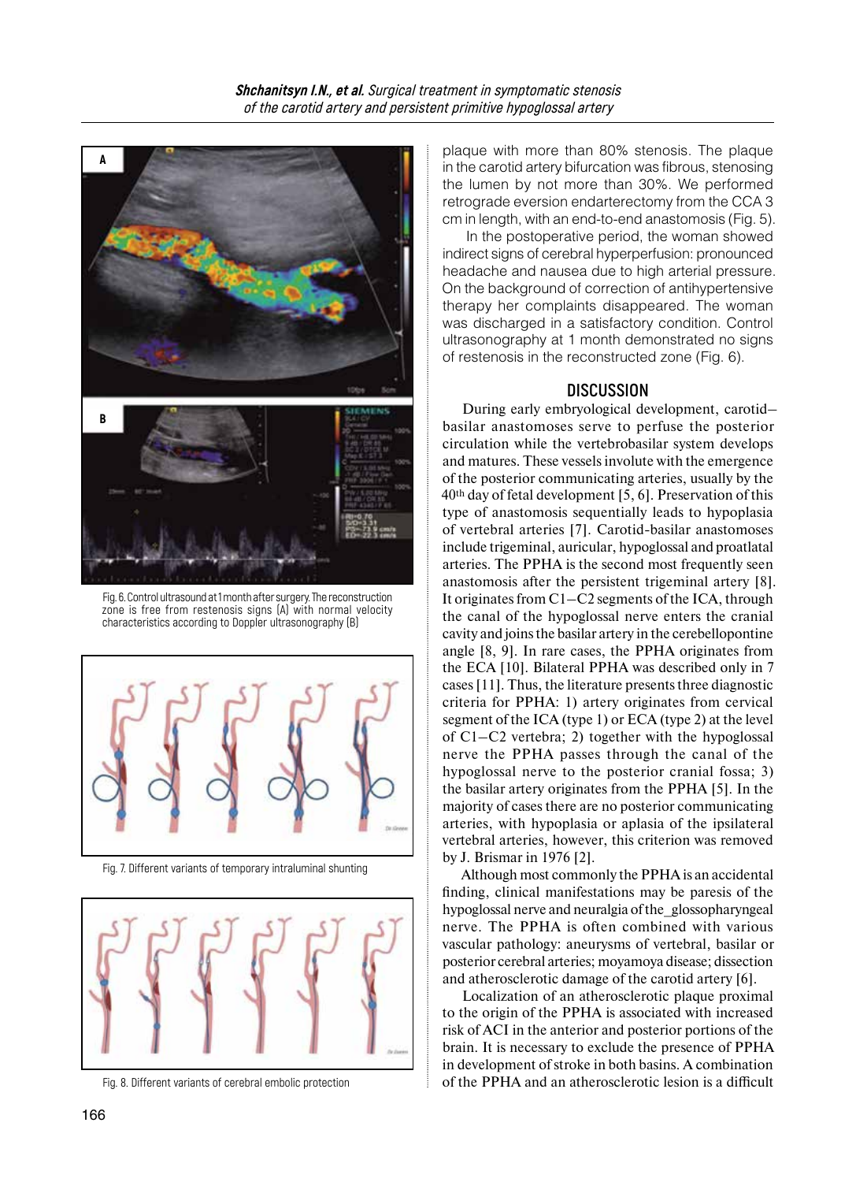Fig. 6. Control ultrasound at 1 month after surgery. The reconstruction zone is free from restenosis signs (A) with normal velocity characteristics according to Doppler ultrasonography (B)

Fig. 7. Different variants of temporary intraluminal shunting

Fig. 8. Different variants of cerebral embolic protection

plaque with more than 80% stenosis. The plaque in the carotid artery bifurcation was fibrous, stenosing the lumen by not more than 30%. We performed retrograde eversion endarterectomy from the CCA 3 cm in length, with an end-to-end anastomosis (Fig. 5).

In the postoperative period, the woman showed indirect signs of cerebral hyperperfusion: pronounced headache and nausea due to high arterial pressure. On the background of correction of antihypertensive therapy her complaints disappeared. The woman was discharged in a satisfactory condition. Control ultrasonography at 1 month demonstrated no signs of restenosis in the reconstructed zone (Fig. 6).

## DISCUSSION

During early embryological development, carotid–basilar anastomoses serve to perfuse the posterior circulation while the vertebrobasilar system develops and matures. These vessels involute with the emergence of the posterior communicating arteries, usually by the 40th day of fetal development [5, 6]. Preservation of this type of anastomosis sequentially leads to hypoplasia of vertebral arteries [7]. Carotid-basilar anastomoses include trigeminal, auricular, hypoglossal and proatlatal arteries. The PPHA is the second most frequently seen anastomosis after the persistent trigeminal artery [8]. It originates from C1–C2 segments of the ICA, through the canal of the hypoglossal nerve enters the cranial cavity and joins the basilar artery in the cerebellopontine angle [8, 9]. In rare cases, the PPHA originates from the ECA [10]. Bilateral PPHA was described only in 7 cases [11]. Thus, the literature presents three diagnostic criteria for PPHA: 1) artery originates from cervical segment of the ICA (type 1) or ECA (type 2) at the level of C1–C2 vertebra; 2) together with the hypoglossal nerve the PPHA passes through the canal of the hypoglossal nerve to the posterior cranial fossa; 3) the basilar artery originates from the PPHA [5]. In the majority of cases there are no posterior communicating arteries, with hypoplasia or aplasia of the ipsilateral vertebral arteries, however, this criterion was removed by J. Brismar in 1976 [2].

Although most commonly the PPHA is an accidental finding, clinical manifestations may be paresis of the hypoglossal nerve and neuralgia of the glossopharyngeal nerve. The PPHA is often combined with various vascular pathology: aneurysms of vertebral, basilar or posterior cerebral arteries; moyamoya disease; dissection and atherosclerotic damage of the carotid artery [6].

Localization of an atherosclerotic plaque proximal to the origin of the PPHA is associated with increased risk of ACI in the anterior and posterior portions of the brain. It is necessary to exclude the presence of PPHA in development of stroke in both basins. A combination of the PPHA and an atherosclerotic lesion is a difficult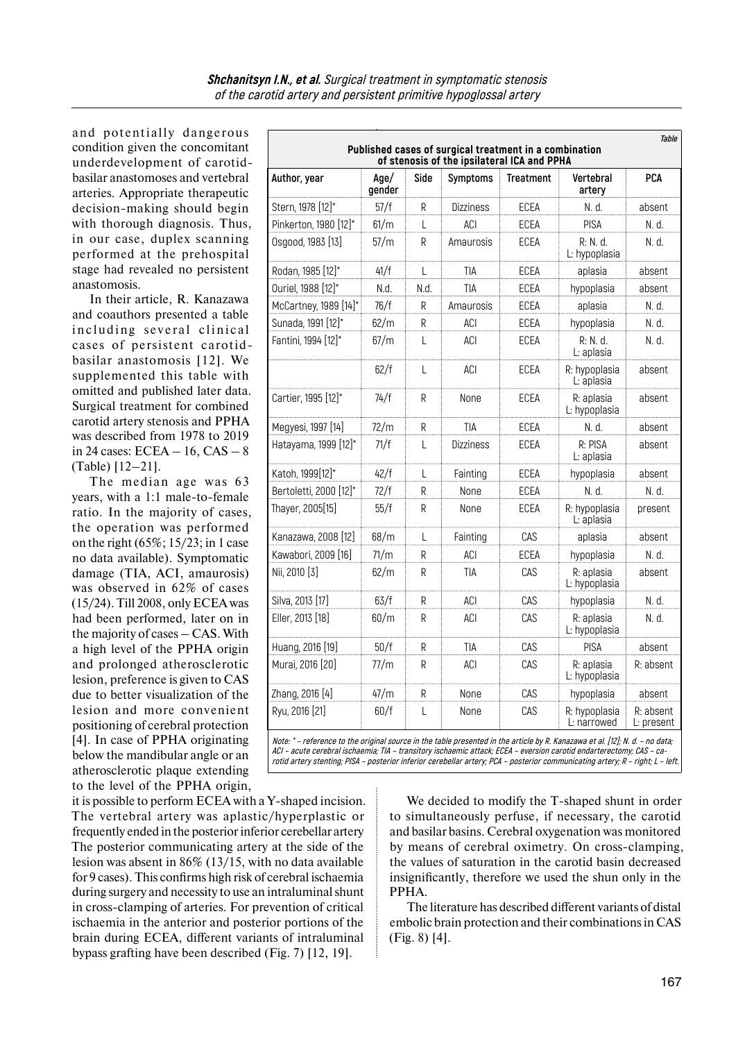and potentially dangerous condition given the concomitant underdevelopment of carotid-basilar anastomoses and vertebral arteries. Appropriate therapeutic decision-making should begin with thorough diagnosis. Thus, in our case, duplex scanning performed at the prehospital stage had revealed no persistent anastomosis.

In their article, R. Kanazawa and coauthors presented a table including several clinical cases of persistent carotid-basilar anastomosis [12]. We supplemented this table with omitted and published later data. Surgical treatment for combined carotid artery stenosis and PPHA was described from 1978 to 2019 in 24 cases: ECEA – 16, CAS – 8 (Table) [12–21].

The median age was 63 years, with a 1:1 male-to-female ratio. In the majority of cases, the operation was performed on the right (65%; 15/23; in 1 case no data available). Symptomatic damage (TIA, ACI, amaurosis) was observed in 62% of cases (15/24). Till 2008, only ECEA was had been performed, later on in the majority of cases – CAS. With a high level of the PPHA origin and prolonged atherosclerotic lesion, preference is given to CAS due to better visualization of the lesion and more convenient positioning of cerebral protection [4]. In case of PPHA originating below the mandibular angle or an atherosclerotic plaque extending to the level of the PPHA origin, it is possible to perform ECEA with a Y-shaped incision. The vertebral artery was aplastic/hyperplastic or frequently ended in the posterior inferior cerebellar artery The posterior communicating artery at the side of the lesion was absent in 86% (13/15, with no data available for 9 cases). This confirms high risk of cerebral ischaemia during surgery and necessity to use an intraluminal shunt in cross-clamping of arteries. For prevention of critical ischaemia in the anterior and posterior portions of the brain during ECEA, different variants of intraluminal bypass grafting have been described (Fig. 7) [12, 19].

Table

**Published cases of surgical treatment in a combination of stenosis of the ipsilateral ICA and PPHA**

| Author, year | Age/gender | Side | Symptoms | Treatment | Vertebral artery | PCA |
|---|---|---|---|---|---|---|
| Stern, 1978 [12]* | 57/f | R | Dizziness | ECEA | N. d. | absent |
| Pinkerton, 1980 [12]* | 61/m | L | ACI | ECEA | PISA | N. d. |
| Osgood, 1983 [13] | 57/m | R | Amaurosis | ECEA | R: N. d.<br>L: hypoplasia | N. d. |
| Rodan, 1985 [12]* | 41/f | L | TIA | ECEA | aplasia | absent |
| Ouriel, 1988 [12]* | N.d. | N.d. | TIA | ECEA | hypoplasia | absent |
| McCartney, 1989 [14]* | 76/f | R | Amaurosis | ECEA | aplasia | N. d. |
| Sunada, 1991 [12]* | 62/m | R | ACI | ECEA | hypoplasia | N. d. |
| Fantini, 1994 [12]* | 67/m | L | ACI | ECEA | R: N. d.<br>L: aplasia | N. d. |
| | 62/f | L | ACI | ECEA | R: hypoplasia<br>L: aplasia | absent |
| Cartier, 1995 [12]* | 74/f | R | None | ECEA | R: aplasia<br>L: hypoplasia | absent |
| Megyesi, 1997 [14] | 72/m | R | TIA | ECEA | N. d. | absent |
| Hatayama, 1999 [12]* | 71/f | L | Dizziness | ECEA | R: PISA<br>L: aplasia | absent |
| Katoh, 1999[12]* | 42/f | L | Fainting | ECEA | hypoplasia | absent |
| Bertoletti, 2000 [12]* | 72/f | R | None | ECEA | N. d. | N. d. |
| Thayer, 2005[15] | 55/f | R | None | ECEA | R: hypoplasia<br>L: aplasia | present |
| Kanazawa, 2008 [12] | 68/m | L | Fainting | CAS | aplasia | absent |
| Kawabori, 2009 [16] | 71/m | R | ACI | ECEA | hypoplasia | N. d. |
| Nii, 2010 [3] | 62/m | R | TIA | CAS | R: aplasia<br>L: hypoplasia | absent |
| Silva, 2013 [17] | 63/f | R | ACI | CAS | hypoplasia | N. d. |
| Eller, 2013 [18] | 60/m | R | ACI | CAS | R: aplasia<br>L: hypoplasia | N. d. |
| Huang, 2016 [19] | 50/f | R | TIA | CAS | PISA | absent |
| Murai, 2016 [20] | 77/m | R | ACI | CAS | R: aplasia<br>L: hypoplasia | R: absent |
| Zhang, 2016 [4] | 47/m | R | None | CAS | hypoplasia | absent |
| Ryu, 2016 [21] | 60/f | L | None | CAS | R: hypoplasia<br>L: narrowed | R: absent<br>L: present |

*Note: * – reference to the original source in the table presented in the article by R. Kanazawa et al. [12]; N. d. – no data; ACI – acute cerebral ischaemia; TIA – transitory ischaemic attack; ECEA – eversion carotid endarterectomy; CAS – carotid artery stenting; PISA – posterior inferior cerebellar artery; PCA – posterior communicating artery; R – right; L – left.*

We decided to modify the T-shaped shunt in order to simultaneously perfuse, if necessary, the carotid and basilar basins. Cerebral oxygenation was monitored by means of cerebral oximetry. On cross-clamping, the values of saturation in the carotid basin decreased insignificantly, therefore we used the shun only in the PPHA.

The literature has described different variants of distal embolic brain protection and their combinations in CAS (Fig. 8) [4].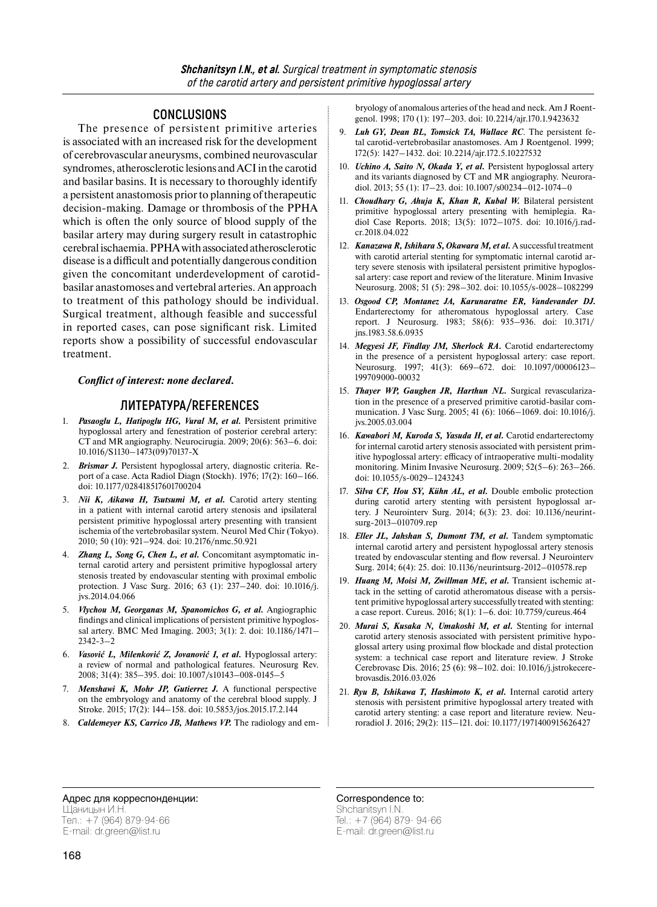## CONCLUSIONS

The presence of persistent primitive arteries is associated with an increased risk for the development of cerebrovascular aneurysms, combined neurovascular syndromes, atherosclerotic lesions and ACI in the carotid and basilar basins. It is necessary to thoroughly identify a persistent anastomosis prior to planning of therapeutic decision-making. Damage or thrombosis of the PPHA which is often the only source of blood supply of the basilar artery may during surgery result in catastrophic cerebral ischaemia. PPHA with associated atherosclerotic disease is a difficult and potentially dangerous condition given the concomitant underdevelopment of carotid-basilar anastomoses and vertebral arteries. An approach to treatment of this pathology should be individual. Surgical treatment, although feasible and successful in reported cases, can pose significant risk. Limited reports show a possibility of successful endovascular treatment.

***Conflict of interest: none declared.***

## ЛИТЕРАТУРА/REFERENCES

1. ***Pasaoglu L, Hatipoglu HG, Vural M, et al.*** Persistent primitive hypoglossal artery and fenestration of posterior cerebral artery: CT and MR angiography. Neurocirugia. 2009; 20(6): 563–6. doi: 10.1016/S1130–1473(09)70137-X
2. ***Brismar J.*** Persistent hypoglossal artery, diagnostic criteria. Report of a case. Acta Radiol Diagn (Stockh). 1976; 17(2): 160–166. doi: 10.1177/028418517601700204
3. ***Nii K, Aikawa H, Tsutsumi M, et al.*** Carotid artery stenting in a patient with internal carotid artery stenosis and ipsilateral persistent primitive hypoglossal artery presenting with transient ischemia of the vertebrobasilar system. Neurol Med Chir (Tokyo). 2010; 50 (10): 921–924. doi: 10.2176/nmc.50.921
4. ***Zhang L, Song G, Chen L, et al.*** Concomitant asymptomatic internal carotid artery and persistent primitive hypoglossal artery stenosis treated by endovascular stenting with proximal embolic protection. J Vasc Surg. 2016; 63 (1): 237–240. doi: 10.1016/j.jvs.2014.04.066
5. ***Vlychou M, Georganas M, Spanomichos G, et al.*** Angiographic findings and clinical implications of persistent primitive hypoglossal artery. BMC Med Imaging. 2003; 3(1): 2. doi: 10.1186/1471–2342-3–2
6. ***Vasović L, Milenković Z, Jovanović I, et al.*** Hypoglossal artery: a review of normal and pathological features. Neurosurg Rev. 2008; 31(4): 385–395. doi: 10.1007/s10143–008-0145–5
7. ***Menshawi K, Mohr JP, Gutierrez J.*** A functional perspective on the embryology and anatomy of the cerebral blood supply. J Stroke. 2015; 17(2): 144–158. doi: 10.5853/jos.2015.17.2.144
8. ***Caldemeyer KS, Carrico JB, Mathews VP.*** The radiology and embryology of anomalous arteries of the head and neck. Am J Roentgenol. 1998; 170 (1): 197–203. doi: 10.2214/ajr.170.1.9423632
9. ***Luh GY, Dean BL, Tomsick TA, Wallace RC.*** The persistent fetal carotid-vertebrobasilar anastomoses. Am J Roentgenol. 1999; 172(5): 1427–1432. doi: 10.2214/ajr.172.5.10227532
10. ***Uchino A, Saito N, Okada Y, et al.*** Persistent hypoglossal artery and its variants diagnosed by CT and MR angiography. Neuroradiol. 2013; 55 (1): 17–23. doi: 10.1007/s00234–012-1074–0
11. ***Choudhary G, Ahuja K, Khan R, Kubal W.*** Bilateral persistent primitive hypoglossal artery presenting with hemiplegia. Radiol Case Reports. 2018; 13(5): 1072–1075. doi: 10.1016/j.radcr.2018.04.022
12. ***Kanazawa R, Ishihara S, Okawara M, et al.*** A successful treatment with carotid arterial stenting for symptomatic internal carotid artery severe stenosis with ipsilateral persistent primitive hypoglossal artery: case report and review of the literature. Minim Invasive Neurosurg. 2008; 51 (5): 298–302. doi: 10.1055/s-0028–1082299
13. ***Osgood CP, Montanez JA, Karunaratne ER, Vandevander DJ.*** Endarterectomy for atheromatous hypoglossal artery. Case report. J Neurosurg. 1983; 58(6): 935–936. doi: 10.3171/jns.1983.58.6.0935
14. ***Megyesi JF, Findlay JM, Sherlock RA.*** Carotid endarterectomy in the presence of a persistent hypoglossal artery: case report. Neurosurg. 1997; 41(3): 669–672. doi: 10.1097/00006123–199709000-00032
15. ***Thayer WP, Gaughen JR, Harthun NL.*** Surgical revascularization in the presence of a preserved primitive carotid-basilar communication. J Vasc Surg. 2005; 41 (6): 1066–1069. doi: 10.1016/j.jvs.2005.03.004
16. ***Kawabori M, Kuroda S, Yasuda H, et al.*** Carotid endarterectomy for internal carotid artery stenosis associated with persistent primitive hypoglossal artery: efficacy of intraoperative multi-modality monitoring. Minim Invasive Neurosurg. 2009; 52(5–6): 263–266. doi: 10.1055/s-0029–1243243
17. ***Silva CF, Hou SY, Kühn AL, et al.*** Double embolic protection during carotid artery stenting with persistent hypoglossal artery. J Neurointerv Surg. 2014; 6(3): 23. doi: 10.1136/neurintsurg-2013–010709.rep
18. ***Eller JL, Jahshan S, Dumont TM, et al.*** Tandem symptomatic internal carotid artery and persistent hypoglossal artery stenosis treated by endovascular stenting and flow reversal. J Neurointerv Surg. 2014; 6(4): 25. doi: 10.1136/neurintsurg-2012–010578.rep
19. ***Huang M, Moisi M, Zwillman ME, et al.*** Transient ischemic attack in the setting of carotid atheromatous disease with a persistent primitive hypoglossal artery successfully treated with stenting: a case report. Cureus. 2016; 8(1): 1–6. doi: 10.7759/cureus.464
20. ***Murai S, Kusaka N, Umakoshi M, et al.*** Stenting for internal carotid artery stenosis associated with persistent primitive hypoglossal artery using proximal flow blockade and distal protection system: a technical case report and literature review. J Stroke Cerebrovasc Dis. 2016; 25 (6): 98–102. doi: 10.1016/j.jstrokecerebrovasdis.2016.03.026
21. ***Ryu B, Ishikawa T, Hashimoto K, et al.*** Internal carotid artery stenosis with persistent primitive hypoglossal artery treated with carotid artery stenting: a case report and literature review. Neuroradiol J. 2016; 29(2): 115–121. doi: 10.1177/1971400915626427

Адрес для корреспонденции:
Щаницын И.Н.
Тел.: +7 (964) 879-94-66
E-mail: dr.green@list.ru

Correspondence to:
Shchanitsyn I.N.
Tel.: +7 (964) 879- 94-66
E-mail: dr.green@list.ru